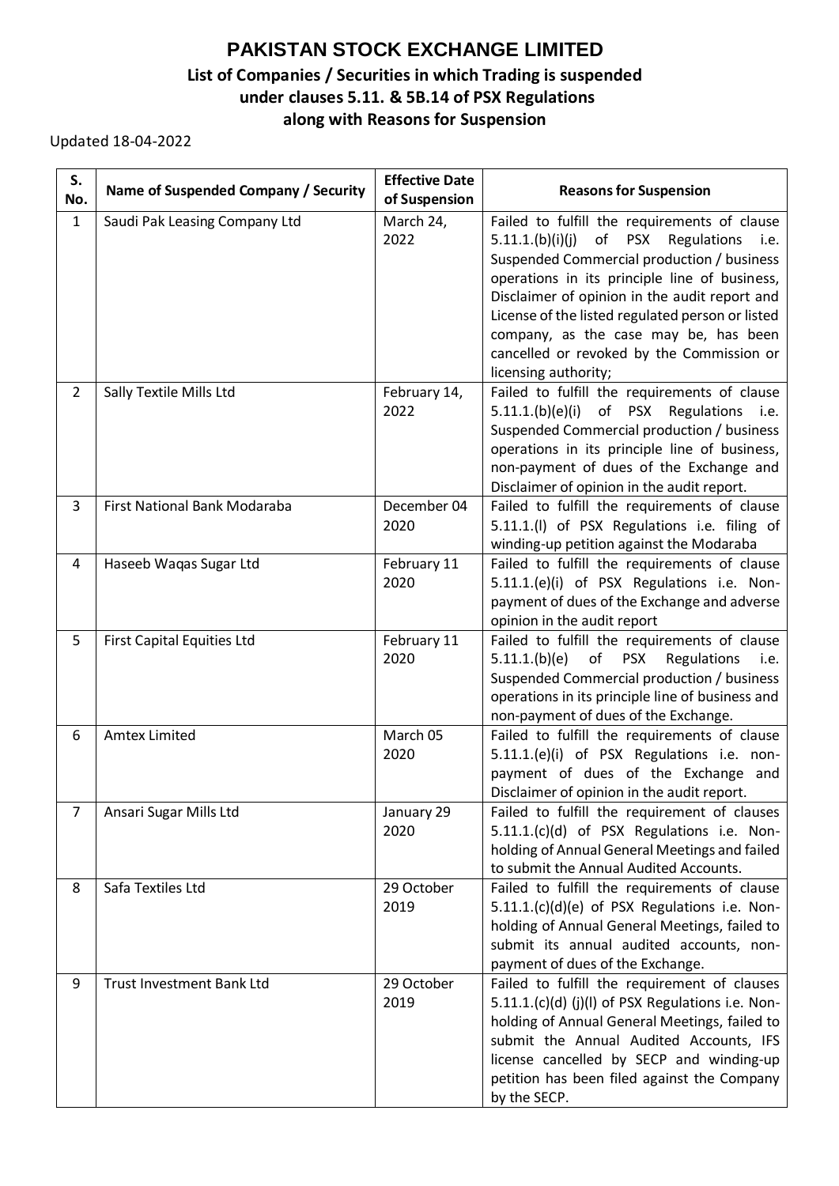# PAKISTAN STOCK EXCHANGE LIMITED

## List of Companies / Securities in which Trading is suspended under clauses 5.11. & 5B.14 of PSX Regulations along with Reasons for Suspension

Updated 18-04-2022

| S. No. | Name of Suspended Company / Security | Effective Date of Suspension | Reasons for Suspension |
|---|---|---|---|
| 1 | Saudi Pak Leasing Company Ltd | March 24, 2022 | Failed to fulfill the requirements of clause 5.11.1.(b)(i)(j) of PSX Regulations i.e. Suspended Commercial production / business operations in its principle line of business, Disclaimer of opinion in the audit report and License of the listed regulated person or listed company, as the case may be, has been cancelled or revoked by the Commission or licensing authority; |
| 2 | Sally Textile Mills Ltd | February 14, 2022 | Failed to fulfill the requirements of clause 5.11.1.(b)(e)(i) of PSX Regulations i.e. Suspended Commercial production / business operations in its principle line of business, non-payment of dues of the Exchange and Disclaimer of opinion in the audit report. |
| 3 | First National Bank Modaraba | December 04 2020 | Failed to fulfill the requirements of clause 5.11.1.(l) of PSX Regulations i.e. filing of winding-up petition against the Modaraba |
| 4 | Haseeb Waqas Sugar Ltd | February 11 2020 | Failed to fulfill the requirements of clause 5.11.1.(e)(i) of PSX Regulations i.e. Non-payment of dues of the Exchange and adverse opinion in the audit report |
| 5 | First Capital Equities Ltd | February 11 2020 | Failed to fulfill the requirements of clause 5.11.1.(b)(e) of PSX Regulations i.e. Suspended Commercial production / business operations in its principle line of business and non-payment of dues of the Exchange. |
| 6 | Amtex Limited | March 05 2020 | Failed to fulfill the requirements of clause 5.11.1.(e)(i) of PSX Regulations i.e. non-payment of dues of the Exchange and Disclaimer of opinion in the audit report. |
| 7 | Ansari Sugar Mills Ltd | January 29 2020 | Failed to fulfill the requirement of clauses 5.11.1.(c)(d) of PSX Regulations i.e. Non-holding of Annual General Meetings and failed to submit the Annual Audited Accounts. |
| 8 | Safa Textiles Ltd | 29 October 2019 | Failed to fulfill the requirements of clause 5.11.1.(c)(d)(e) of PSX Regulations i.e. Non-holding of Annual General Meetings, failed to submit its annual audited accounts, non-payment of dues of the Exchange. |
| 9 | Trust Investment Bank Ltd | 29 October 2019 | Failed to fulfill the requirement of clauses 5.11.1.(c)(d) (j)(l) of PSX Regulations i.e. Non-holding of Annual General Meetings, failed to submit the Annual Audited Accounts, IFS license cancelled by SECP and winding-up petition has been filed against the Company by the SECP. |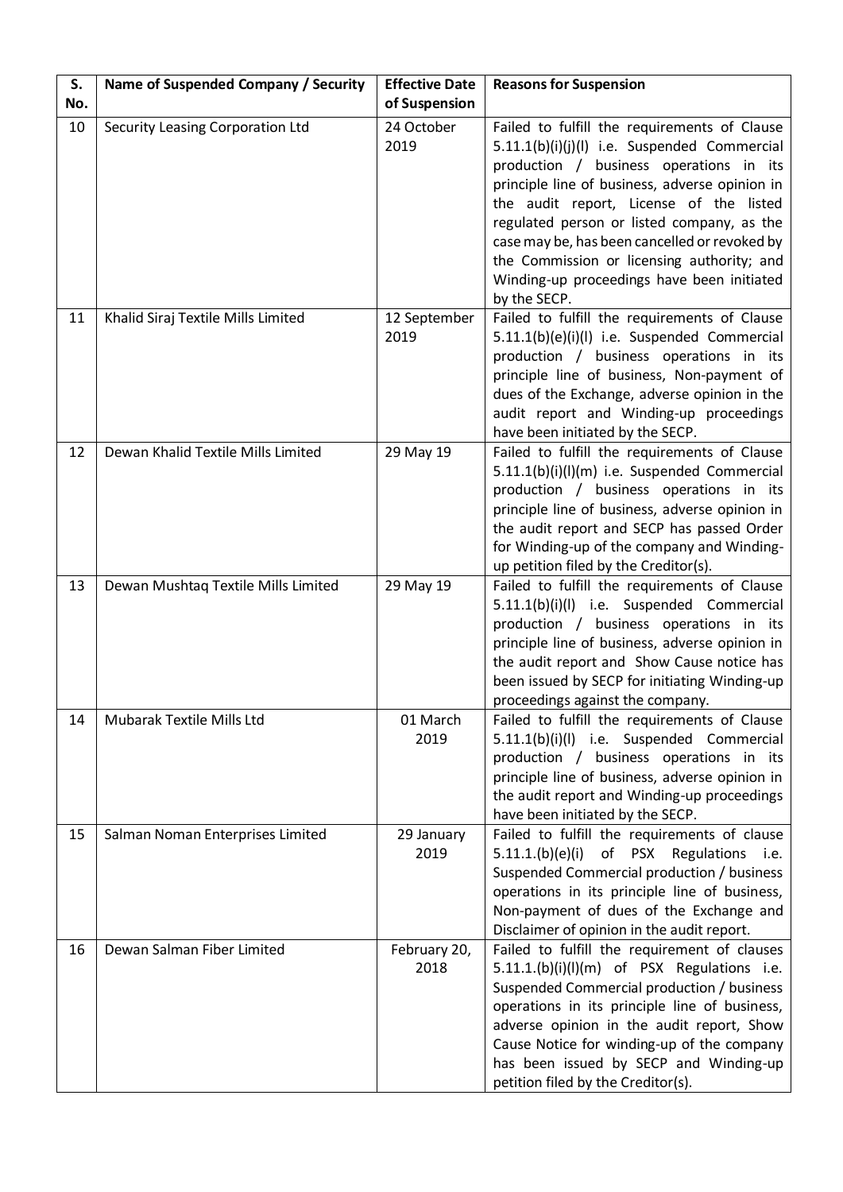| S. No. | Name of Suspended Company / Security | Effective Date of Suspension | Reasons for Suspension |
|---|---|---|---|
| 10 | Security Leasing Corporation Ltd | 24 October 2019 | Failed to fulfill the requirements of Clause 5.11.1(b)(i)(j)(l) i.e. Suspended Commercial production / business operations in its principle line of business, adverse opinion in the audit report, License of the listed regulated person or listed company, as the case may be, has been cancelled or revoked by the Commission or licensing authority; and Winding-up proceedings have been initiated by the SECP. |
| 11 | Khalid Siraj Textile Mills Limited | 12 September 2019 | Failed to fulfill the requirements of Clause 5.11.1(b)(e)(i)(l) i.e. Suspended Commercial production / business operations in its principle line of business, Non-payment of dues of the Exchange, adverse opinion in the audit report and Winding-up proceedings have been initiated by the SECP. |
| 12 | Dewan Khalid Textile Mills Limited | 29 May 19 | Failed to fulfill the requirements of Clause 5.11.1(b)(i)(l)(m) i.e. Suspended Commercial production / business operations in its principle line of business, adverse opinion in the audit report and SECP has passed Order for Winding-up of the company and Winding-up petition filed by the Creditor(s). |
| 13 | Dewan Mushtaq Textile Mills Limited | 29 May 19 | Failed to fulfill the requirements of Clause 5.11.1(b)(i)(l) i.e. Suspended Commercial production / business operations in its principle line of business, adverse opinion in the audit report and Show Cause notice has been issued by SECP for initiating Winding-up proceedings against the company. |
| 14 | Mubarak Textile Mills Ltd | 01 March 2019 | Failed to fulfill the requirements of Clause 5.11.1(b)(i)(l) i.e. Suspended Commercial production / business operations in its principle line of business, adverse opinion in the audit report and Winding-up proceedings have been initiated by the SECP. |
| 15 | Salman Noman Enterprises Limited | 29 January 2019 | Failed to fulfill the requirements of clause 5.11.1.(b)(e)(i) of PSX Regulations i.e. Suspended Commercial production / business operations in its principle line of business, Non-payment of dues of the Exchange and Disclaimer of opinion in the audit report. |
| 16 | Dewan Salman Fiber Limited | February 20, 2018 | Failed to fulfill the requirement of clauses 5.11.1.(b)(i)(l)(m) of PSX Regulations i.e. Suspended Commercial production / business operations in its principle line of business, adverse opinion in the audit report, Show Cause Notice for winding-up of the company has been issued by SECP and Winding-up petition filed by the Creditor(s). |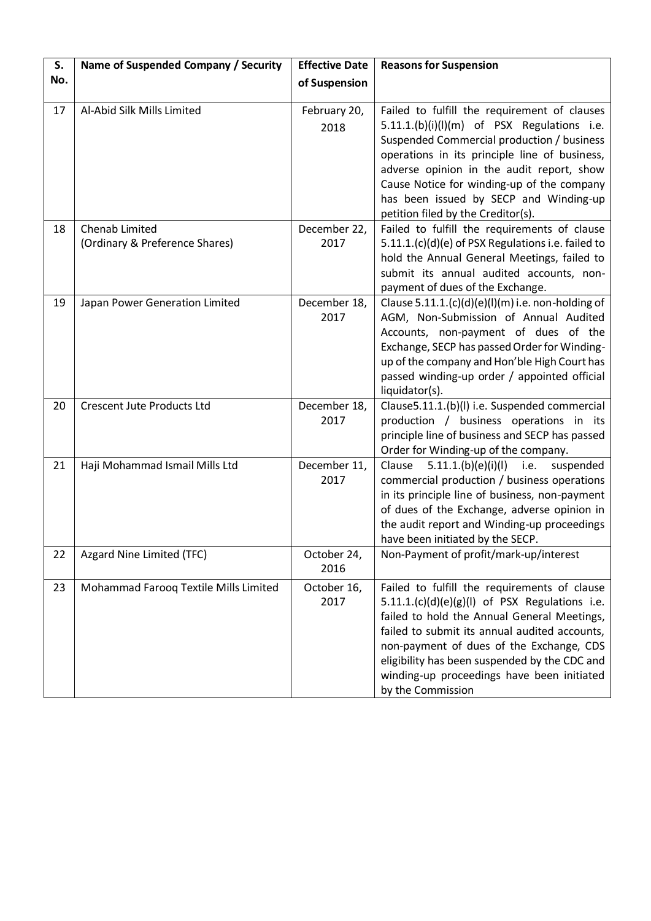| S. No. | Name of Suspended Company / Security | Effective Date of Suspension | Reasons for Suspension |
|---|---|---|---|
| 17 | Al-Abid Silk Mills Limited | February 20, 2018 | Failed to fulfill the requirement of clauses 5.11.1.(b)(i)(l)(m) of PSX Regulations i.e. Suspended Commercial production / business operations in its principle line of business, adverse opinion in the audit report, show Cause Notice for winding-up of the company has been issued by SECP and Winding-up petition filed by the Creditor(s). |
| 18 | Chenab Limited (Ordinary & Preference Shares) | December 22, 2017 | Failed to fulfill the requirements of clause 5.11.1.(c)(d)(e) of PSX Regulations i.e. failed to hold the Annual General Meetings, failed to submit its annual audited accounts, non-payment of dues of the Exchange. |
| 19 | Japan Power Generation Limited | December 18, 2017 | Clause 5.11.1.(c)(d)(e)(l)(m) i.e. non-holding of AGM, Non-Submission of Annual Audited Accounts, non-payment of dues of the Exchange, SECP has passed Order for Winding-up of the company and Hon'ble High Court has passed winding-up order / appointed official liquidator(s). |
| 20 | Crescent Jute Products Ltd | December 18, 2017 | Clause5.11.1.(b)(l) i.e. Suspended commercial production / business operations in its principle line of business and SECP has passed Order for Winding-up of the company. |
| 21 | Haji Mohammad Ismail Mills Ltd | December 11, 2017 | Clause 5.11.1.(b)(e)(i)(l) i.e. suspended commercial production / business operations in its principle line of business, non-payment of dues of the Exchange, adverse opinion in the audit report and Winding-up proceedings have been initiated by the SECP. |
| 22 | Azgard Nine Limited (TFC) | October 24, 2016 | Non-Payment of profit/mark-up/interest |
| 23 | Mohammad Farooq Textile Mills Limited | October 16, 2017 | Failed to fulfill the requirements of clause 5.11.1.(c)(d)(e)(g)(l) of PSX Regulations i.e. failed to hold the Annual General Meetings, failed to submit its annual audited accounts, non-payment of dues of the Exchange, CDS eligibility has been suspended by the CDC and winding-up proceedings have been initiated by the Commission |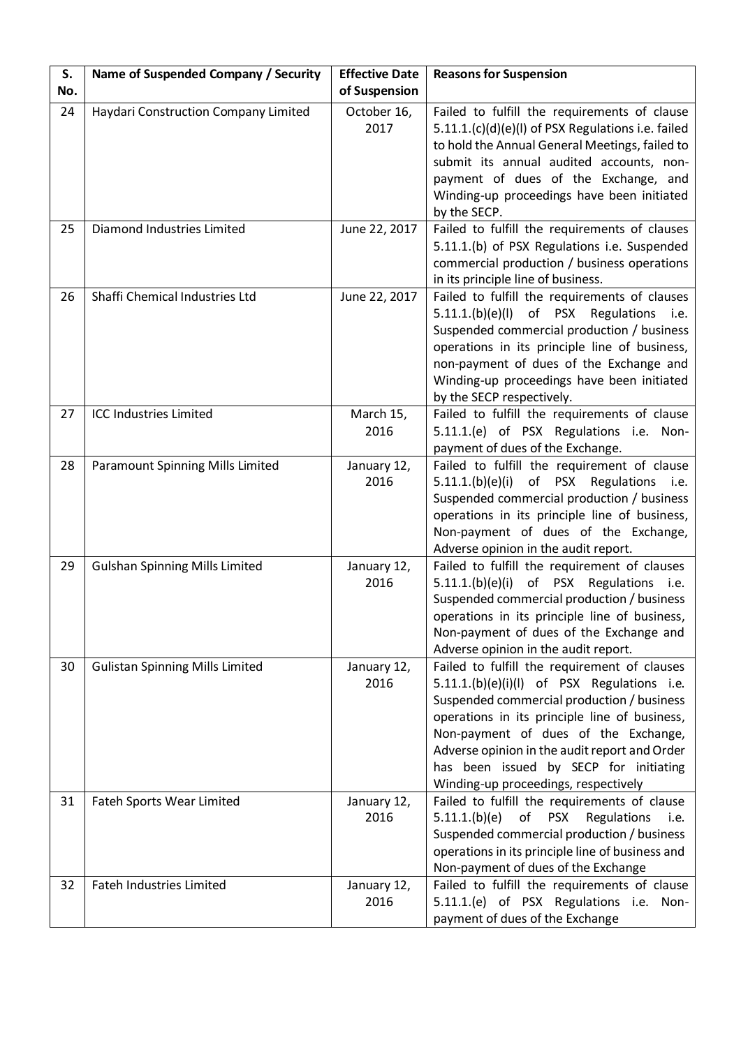| S. No. | Name of Suspended Company / Security | Effective Date of Suspension | Reasons for Suspension |
|---|---|---|---|
| 24 | Haydari Construction Company Limited | October 16, 2017 | Failed to fulfill the requirements of clause 5.11.1.(c)(d)(e)(l) of PSX Regulations i.e. failed to hold the Annual General Meetings, failed to submit its annual audited accounts, non-payment of dues of the Exchange, and Winding-up proceedings have been initiated by the SECP. |
| 25 | Diamond Industries Limited | June 22, 2017 | Failed to fulfill the requirements of clauses 5.11.1.(b) of PSX Regulations i.e. Suspended commercial production / business operations in its principle line of business. |
| 26 | Shaffi Chemical Industries Ltd | June 22, 2017 | Failed to fulfill the requirements of clauses 5.11.1.(b)(e)(l) of PSX Regulations i.e. Suspended commercial production / business operations in its principle line of business, non-payment of dues of the Exchange and Winding-up proceedings have been initiated by the SECP respectively. |
| 27 | ICC Industries Limited | March 15, 2016 | Failed to fulfill the requirements of clause 5.11.1.(e) of PSX Regulations i.e. Non-payment of dues of the Exchange. |
| 28 | Paramount Spinning Mills Limited | January 12, 2016 | Failed to fulfill the requirement of clause 5.11.1.(b)(e)(i) of PSX Regulations i.e. Suspended commercial production / business operations in its principle line of business, Non-payment of dues of the Exchange, Adverse opinion in the audit report. |
| 29 | Gulshan Spinning Mills Limited | January 12, 2016 | Failed to fulfill the requirement of clauses 5.11.1.(b)(e)(i) of PSX Regulations i.e. Suspended commercial production / business operations in its principle line of business, Non-payment of dues of the Exchange and Adverse opinion in the audit report. |
| 30 | Gulistan Spinning Mills Limited | January 12, 2016 | Failed to fulfill the requirement of clauses 5.11.1.(b)(e)(i)(l) of PSX Regulations i.e. Suspended commercial production / business operations in its principle line of business, Non-payment of dues of the Exchange, Adverse opinion in the audit report and Order has been issued by SECP for initiating Winding-up proceedings, respectively |
| 31 | Fateh Sports Wear Limited | January 12, 2016 | Failed to fulfill the requirements of clause 5.11.1.(b)(e) of PSX Regulations i.e. Suspended commercial production / business operations in its principle line of business and Non-payment of dues of the Exchange |
| 32 | Fateh Industries Limited | January 12, 2016 | Failed to fulfill the requirements of clause 5.11.1.(e) of PSX Regulations i.e. Non-payment of dues of the Exchange |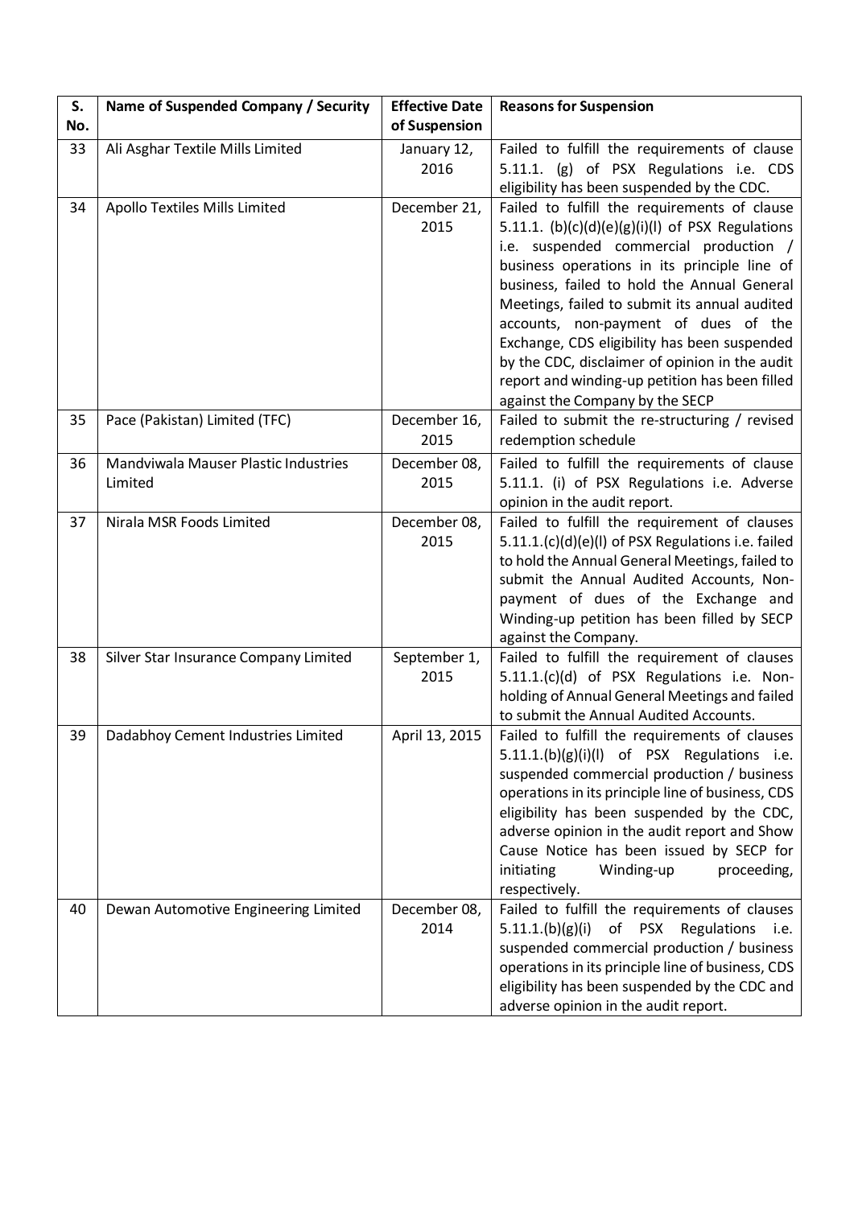| S. No. | Name of Suspended Company / Security | Effective Date of Suspension | Reasons for Suspension |
|---|---|---|---|
| 33 | Ali Asghar Textile Mills Limited | January 12, 2016 | Failed to fulfill the requirements of clause 5.11.1. (g) of PSX Regulations i.e. CDS eligibility has been suspended by the CDC. |
| 34 | Apollo Textiles Mills Limited | December 21, 2015 | Failed to fulfill the requirements of clause 5.11.1. (b)(c)(d)(e)(g)(i)(l) of PSX Regulations i.e. suspended commercial production / business operations in its principle line of business, failed to hold the Annual General Meetings, failed to submit its annual audited accounts, non-payment of dues of the Exchange, CDS eligibility has been suspended by the CDC, disclaimer of opinion in the audit report and winding-up petition has been filled against the Company by the SECP |
| 35 | Pace (Pakistan) Limited (TFC) | December 16, 2015 | Failed to submit the re-structuring / revised redemption schedule |
| 36 | Mandviwala Mauser Plastic Industries Limited | December 08, 2015 | Failed to fulfill the requirements of clause 5.11.1. (i) of PSX Regulations i.e. Adverse opinion in the audit report. |
| 37 | Nirala MSR Foods Limited | December 08, 2015 | Failed to fulfill the requirement of clauses 5.11.1.(c)(d)(e)(l) of PSX Regulations i.e. failed to hold the Annual General Meetings, failed to submit the Annual Audited Accounts, Non-payment of dues of the Exchange and Winding-up petition has been filled by SECP against the Company. |
| 38 | Silver Star Insurance Company Limited | September 1, 2015 | Failed to fulfill the requirement of clauses 5.11.1.(c)(d) of PSX Regulations i.e. Non-holding of Annual General Meetings and failed to submit the Annual Audited Accounts. |
| 39 | Dadabhoy Cement Industries Limited | April 13, 2015 | Failed to fulfill the requirements of clauses 5.11.1.(b)(g)(i)(l) of PSX Regulations i.e. suspended commercial production / business operations in its principle line of business, CDS eligibility has been suspended by the CDC, adverse opinion in the audit report and Show Cause Notice has been issued by SECP for initiating Winding-up proceeding, respectively. |
| 40 | Dewan Automotive Engineering Limited | December 08, 2014 | Failed to fulfill the requirements of clauses 5.11.1.(b)(g)(i) of PSX Regulations i.e. suspended commercial production / business operations in its principle line of business, CDS eligibility has been suspended by the CDC and adverse opinion in the audit report. |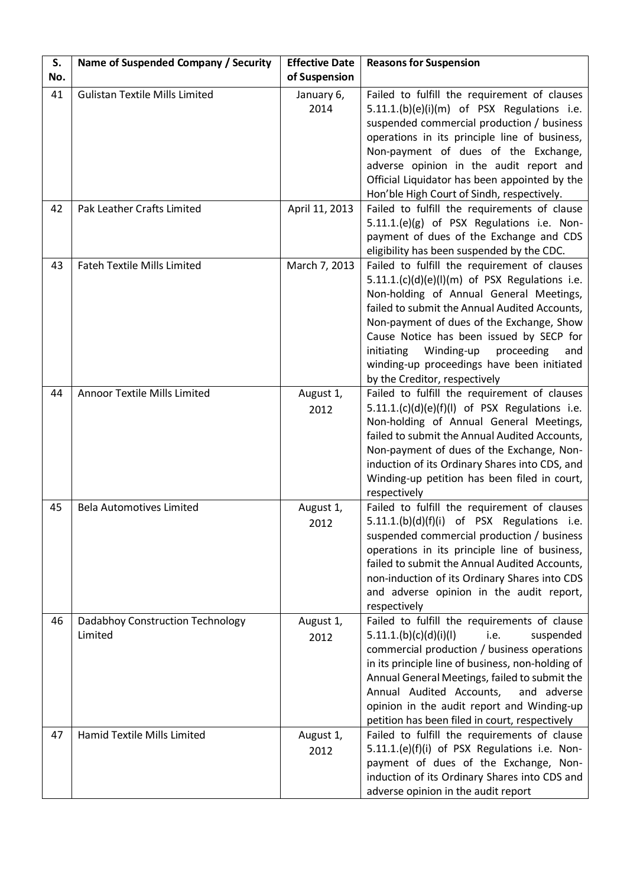| S. No. | Name of Suspended Company / Security | Effective Date of Suspension | Reasons for Suspension |
|---|---|---|---|
| 41 | Gulistan Textile Mills Limited | January 6, 2014 | Failed to fulfill the requirement of clauses 5.11.1.(b)(e)(i)(m) of PSX Regulations i.e. suspended commercial production / business operations in its principle line of business, Non-payment of dues of the Exchange, adverse opinion in the audit report and Official Liquidator has been appointed by the Hon'ble High Court of Sindh, respectively. |
| 42 | Pak Leather Crafts Limited | April 11, 2013 | Failed to fulfill the requirements of clause 5.11.1.(e)(g) of PSX Regulations i.e. Non-payment of dues of the Exchange and CDS eligibility has been suspended by the CDC. |
| 43 | Fateh Textile Mills Limited | March 7, 2013 | Failed to fulfill the requirement of clauses 5.11.1.(c)(d)(e)(l)(m) of PSX Regulations i.e. Non-holding of Annual General Meetings, failed to submit the Annual Audited Accounts, Non-payment of dues of the Exchange, Show Cause Notice has been issued by SECP for initiating Winding-up proceeding and winding-up proceedings have been initiated by the Creditor, respectively |
| 44 | Annoor Textile Mills Limited | August 1, 2012 | Failed to fulfill the requirement of clauses 5.11.1.(c)(d)(e)(f)(l) of PSX Regulations i.e. Non-holding of Annual General Meetings, failed to submit the Annual Audited Accounts, Non-payment of dues of the Exchange, Non-induction of its Ordinary Shares into CDS, and Winding-up petition has been filed in court, respectively |
| 45 | Bela Automotives Limited | August 1, 2012 | Failed to fulfill the requirement of clauses 5.11.1.(b)(d)(f)(i) of PSX Regulations i.e. suspended commercial production / business operations in its principle line of business, failed to submit the Annual Audited Accounts, non-induction of its Ordinary Shares into CDS and adverse opinion in the audit report, respectively |
| 46 | Dadabhoy Construction Technology Limited | August 1, 2012 | Failed to fulfill the requirements of clause 5.11.1.(b)(c)(d)(i)(l) i.e. suspended commercial production / business operations in its principle line of business, non-holding of Annual General Meetings, failed to submit the Annual Audited Accounts, and adverse opinion in the audit report and Winding-up petition has been filed in court, respectively |
| 47 | Hamid Textile Mills Limited | August 1, 2012 | Failed to fulfill the requirements of clause 5.11.1.(e)(f)(i) of PSX Regulations i.e. Non-payment of dues of the Exchange, Non-induction of its Ordinary Shares into CDS and adverse opinion in the audit report |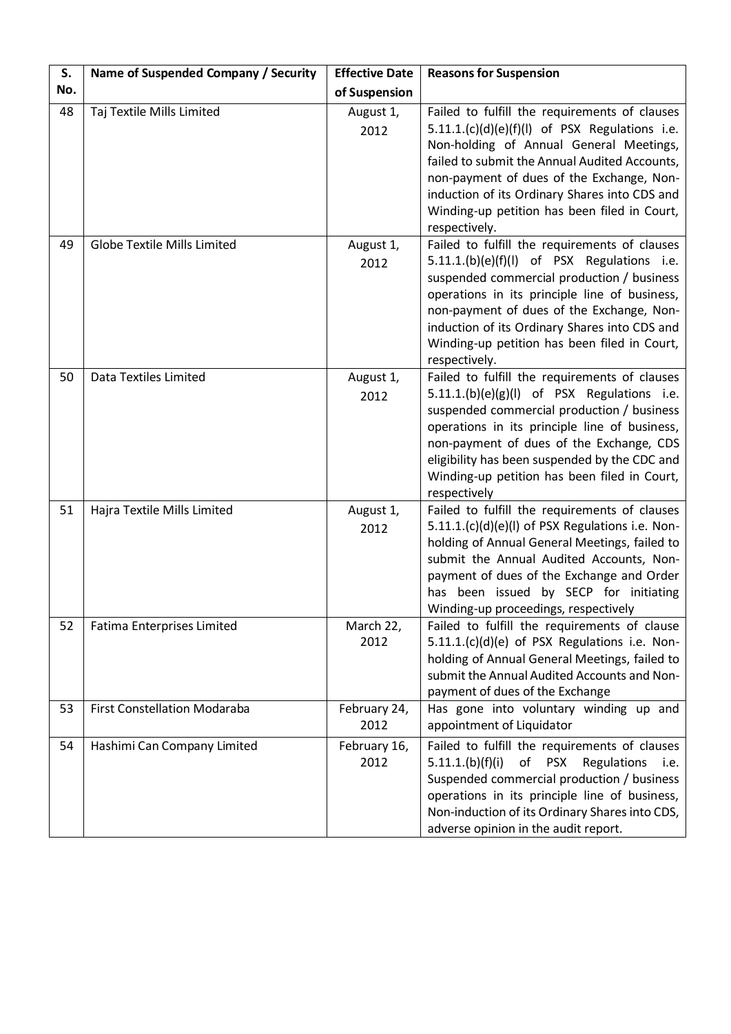| S. No. | Name of Suspended Company / Security | Effective Date of Suspension | Reasons for Suspension |
|---|---|---|---|
| 48 | Taj Textile Mills Limited | August 1, 2012 | Failed to fulfill the requirements of clauses 5.11.1.(c)(d)(e)(f)(l) of PSX Regulations i.e. Non-holding of Annual General Meetings, failed to submit the Annual Audited Accounts, non-payment of dues of the Exchange, Non-induction of its Ordinary Shares into CDS and Winding-up petition has been filed in Court, respectively. |
| 49 | Globe Textile Mills Limited | August 1, 2012 | Failed to fulfill the requirements of clauses 5.11.1.(b)(e)(f)(l) of PSX Regulations i.e. suspended commercial production / business operations in its principle line of business, non-payment of dues of the Exchange, Non-induction of its Ordinary Shares into CDS and Winding-up petition has been filed in Court, respectively. |
| 50 | Data Textiles Limited | August 1, 2012 | Failed to fulfill the requirements of clauses 5.11.1.(b)(e)(g)(l) of PSX Regulations i.e. suspended commercial production / business operations in its principle line of business, non-payment of dues of the Exchange, CDS eligibility has been suspended by the CDC and Winding-up petition has been filed in Court, respectively |
| 51 | Hajra Textile Mills Limited | August 1, 2012 | Failed to fulfill the requirements of clauses 5.11.1.(c)(d)(e)(l) of PSX Regulations i.e. Non-holding of Annual General Meetings, failed to submit the Annual Audited Accounts, Non-payment of dues of the Exchange and Order has been issued by SECP for initiating Winding-up proceedings, respectively |
| 52 | Fatima Enterprises Limited | March 22, 2012 | Failed to fulfill the requirements of clause 5.11.1.(c)(d)(e) of PSX Regulations i.e. Non-holding of Annual General Meetings, failed to submit the Annual Audited Accounts and Non-payment of dues of the Exchange |
| 53 | First Constellation Modaraba | February 24, 2012 | Has gone into voluntary winding up and appointment of Liquidator |
| 54 | Hashimi Can Company Limited | February 16, 2012 | Failed to fulfill the requirements of clauses 5.11.1.(b)(f)(i) of PSX Regulations i.e. Suspended commercial production / business operations in its principle line of business, Non-induction of its Ordinary Shares into CDS, adverse opinion in the audit report. |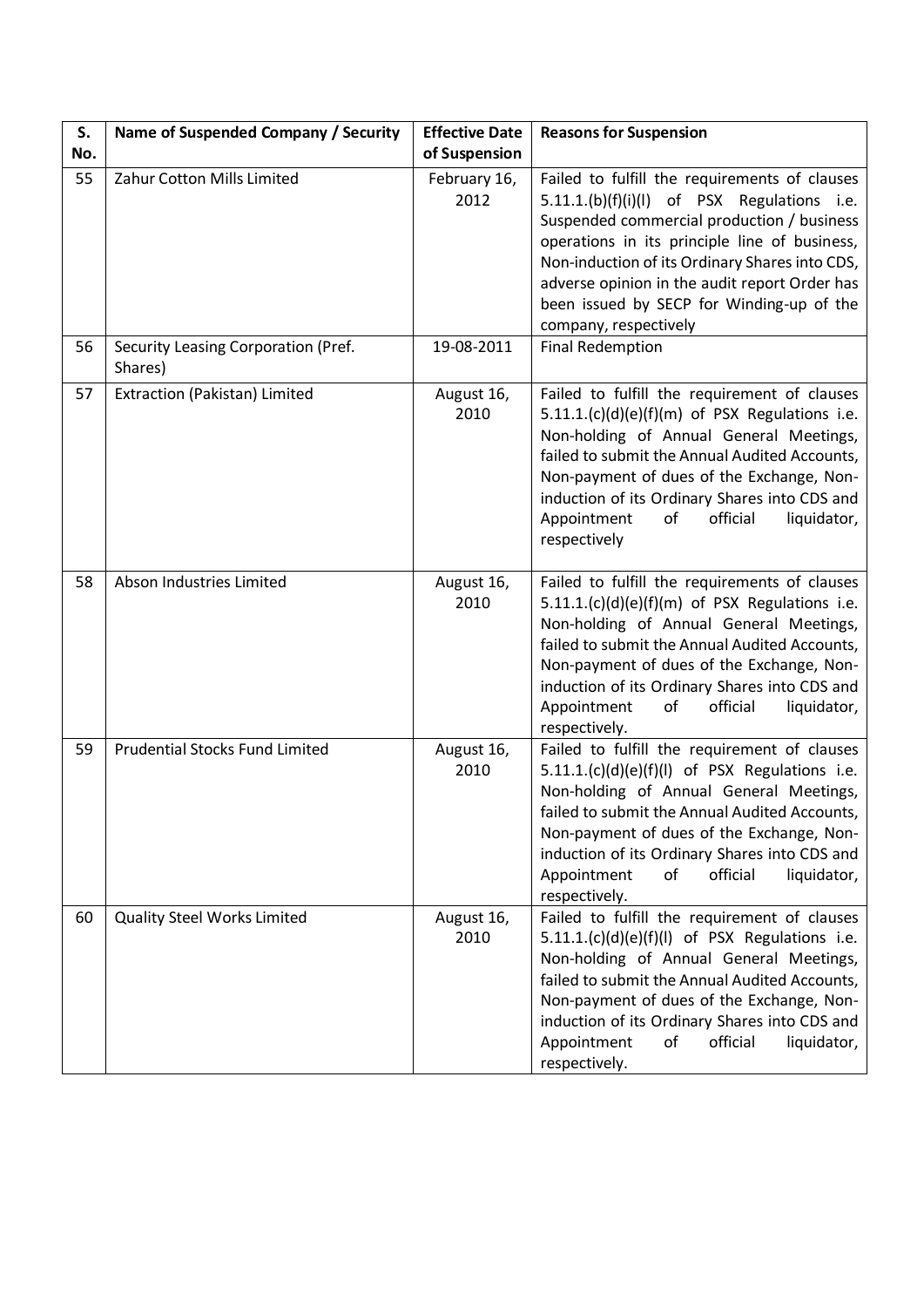| S. No. | Name of Suspended Company / Security | Effective Date of Suspension | Reasons for Suspension |
|---|---|---|---|
| 55 | Zahur Cotton Mills Limited | February 16, 2012 | Failed to fulfill the requirements of clauses 5.11.1.(b)(f)(i)(l) of PSX Regulations i.e. Suspended commercial production / business operations in its principle line of business, Non-induction of its Ordinary Shares into CDS, adverse opinion in the audit report Order has been issued by SECP for Winding-up of the company, respectively |
| 56 | Security Leasing Corporation (Pref. Shares) | 19-08-2011 | Final Redemption |
| 57 | Extraction (Pakistan) Limited | August 16, 2010 | Failed to fulfill the requirement of clauses 5.11.1.(c)(d)(e)(f)(m) of PSX Regulations i.e. Non-holding of Annual General Meetings, failed to submit the Annual Audited Accounts, Non-payment of dues of the Exchange, Non-induction of its Ordinary Shares into CDS and Appointment of official liquidator, respectively |
| 58 | Abson Industries Limited | August 16, 2010 | Failed to fulfill the requirements of clauses 5.11.1.(c)(d)(e)(f)(m) of PSX Regulations i.e. Non-holding of Annual General Meetings, failed to submit the Annual Audited Accounts, Non-payment of dues of the Exchange, Non-induction of its Ordinary Shares into CDS and Appointment of official liquidator, respectively. |
| 59 | Prudential Stocks Fund Limited | August 16, 2010 | Failed to fulfill the requirement of clauses 5.11.1.(c)(d)(e)(f)(l) of PSX Regulations i.e. Non-holding of Annual General Meetings, failed to submit the Annual Audited Accounts, Non-payment of dues of the Exchange, Non-induction of its Ordinary Shares into CDS and Appointment of official liquidator, respectively. |
| 60 | Quality Steel Works Limited | August 16, 2010 | Failed to fulfill the requirement of clauses 5.11.1.(c)(d)(e)(f)(l) of PSX Regulations i.e. Non-holding of Annual General Meetings, failed to submit the Annual Audited Accounts, Non-payment of dues of the Exchange, Non-induction of its Ordinary Shares into CDS and Appointment of official liquidator, respectively. |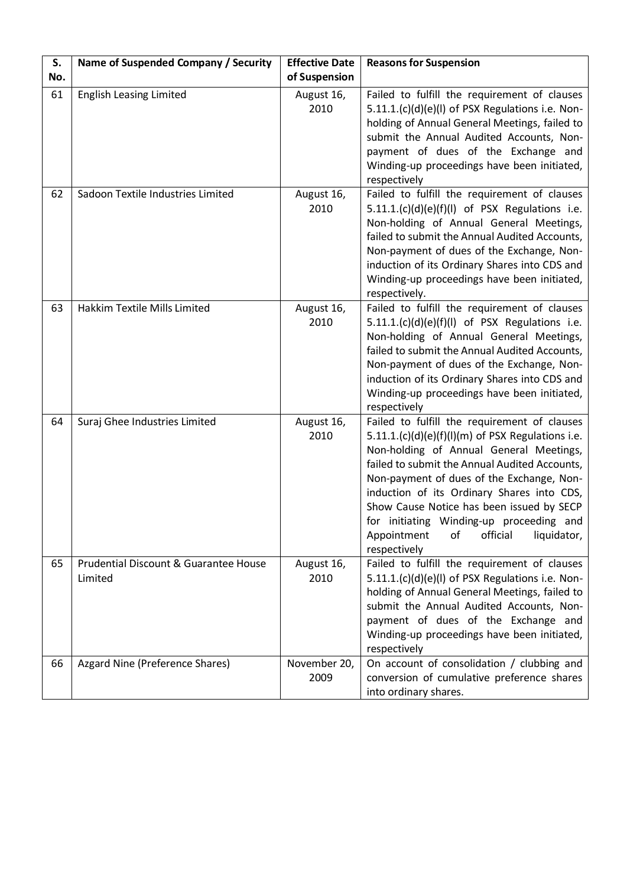| S. No. | Name of Suspended Company / Security | Effective Date of Suspension | Reasons for Suspension |
|---|---|---|---|
| 61 | English Leasing Limited | August 16, 2010 | Failed to fulfill the requirement of clauses 5.11.1.(c)(d)(e)(l) of PSX Regulations i.e. Non-holding of Annual General Meetings, failed to submit the Annual Audited Accounts, Non-payment of dues of the Exchange and Winding-up proceedings have been initiated, respectively |
| 62 | Sadoon Textile Industries Limited | August 16, 2010 | Failed to fulfill the requirement of clauses 5.11.1.(c)(d)(e)(f)(l) of PSX Regulations i.e. Non-holding of Annual General Meetings, failed to submit the Annual Audited Accounts, Non-payment of dues of the Exchange, Non-induction of its Ordinary Shares into CDS and Winding-up proceedings have been initiated, respectively. |
| 63 | Hakkim Textile Mills Limited | August 16, 2010 | Failed to fulfill the requirement of clauses 5.11.1.(c)(d)(e)(f)(l) of PSX Regulations i.e. Non-holding of Annual General Meetings, failed to submit the Annual Audited Accounts, Non-payment of dues of the Exchange, Non-induction of its Ordinary Shares into CDS and Winding-up proceedings have been initiated, respectively |
| 64 | Suraj Ghee Industries Limited | August 16, 2010 | Failed to fulfill the requirement of clauses 5.11.1.(c)(d)(e)(f)(l)(m) of PSX Regulations i.e. Non-holding of Annual General Meetings, failed to submit the Annual Audited Accounts, Non-payment of dues of the Exchange, Non-induction of its Ordinary Shares into CDS, Show Cause Notice has been issued by SECP for initiating Winding-up proceeding and Appointment of official liquidator, respectively |
| 65 | Prudential Discount & Guarantee House Limited | August 16, 2010 | Failed to fulfill the requirement of clauses 5.11.1.(c)(d)(e)(l) of PSX Regulations i.e. Non-holding of Annual General Meetings, failed to submit the Annual Audited Accounts, Non-payment of dues of the Exchange and Winding-up proceedings have been initiated, respectively |
| 66 | Azgard Nine (Preference Shares) | November 20, 2009 | On account of consolidation / clubbing and conversion of cumulative preference shares into ordinary shares. |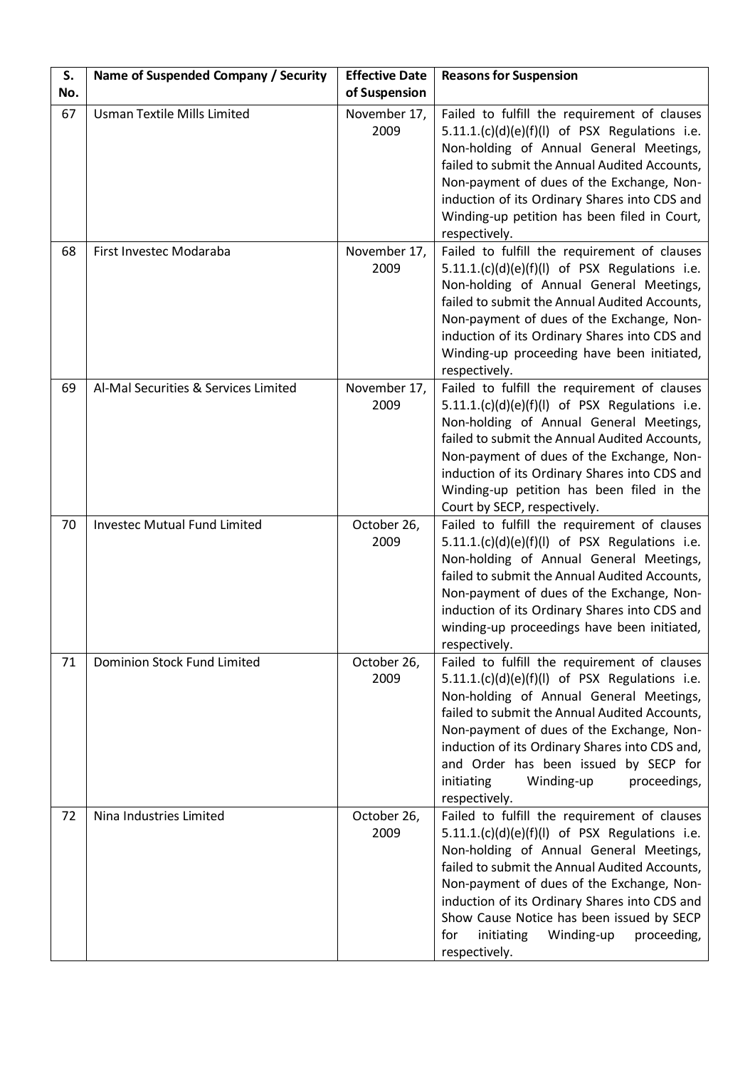| S. No. | Name of Suspended Company / Security | Effective Date of Suspension | Reasons for Suspension |
|---|---|---|---|
| 67 | Usman Textile Mills Limited | November 17, 2009 | Failed to fulfill the requirement of clauses 5.11.1.(c)(d)(e)(f)(l) of PSX Regulations i.e. Non-holding of Annual General Meetings, failed to submit the Annual Audited Accounts, Non-payment of dues of the Exchange, Non-induction of its Ordinary Shares into CDS and Winding-up petition has been filed in Court, respectively. |
| 68 | First Investec Modaraba | November 17, 2009 | Failed to fulfill the requirement of clauses 5.11.1.(c)(d)(e)(f)(l) of PSX Regulations i.e. Non-holding of Annual General Meetings, failed to submit the Annual Audited Accounts, Non-payment of dues of the Exchange, Non-induction of its Ordinary Shares into CDS and Winding-up proceeding have been initiated, respectively. |
| 69 | Al-Mal Securities & Services Limited | November 17, 2009 | Failed to fulfill the requirement of clauses 5.11.1.(c)(d)(e)(f)(l) of PSX Regulations i.e. Non-holding of Annual General Meetings, failed to submit the Annual Audited Accounts, Non-payment of dues of the Exchange, Non-induction of its Ordinary Shares into CDS and Winding-up petition has been filed in the Court by SECP, respectively. |
| 70 | Investec Mutual Fund Limited | October 26, 2009 | Failed to fulfill the requirement of clauses 5.11.1.(c)(d)(e)(f)(l) of PSX Regulations i.e. Non-holding of Annual General Meetings, failed to submit the Annual Audited Accounts, Non-payment of dues of the Exchange, Non-induction of its Ordinary Shares into CDS and winding-up proceedings have been initiated, respectively. |
| 71 | Dominion Stock Fund Limited | October 26, 2009 | Failed to fulfill the requirement of clauses 5.11.1.(c)(d)(e)(f)(l) of PSX Regulations i.e. Non-holding of Annual General Meetings, failed to submit the Annual Audited Accounts, Non-payment of dues of the Exchange, Non-induction of its Ordinary Shares into CDS and, and Order has been issued by SECP for initiating Winding-up proceedings, respectively. |
| 72 | Nina Industries Limited | October 26, 2009 | Failed to fulfill the requirement of clauses 5.11.1.(c)(d)(e)(f)(l) of PSX Regulations i.e. Non-holding of Annual General Meetings, failed to submit the Annual Audited Accounts, Non-payment of dues of the Exchange, Non-induction of its Ordinary Shares into CDS and Show Cause Notice has been issued by SECP for initiating Winding-up proceeding, respectively. |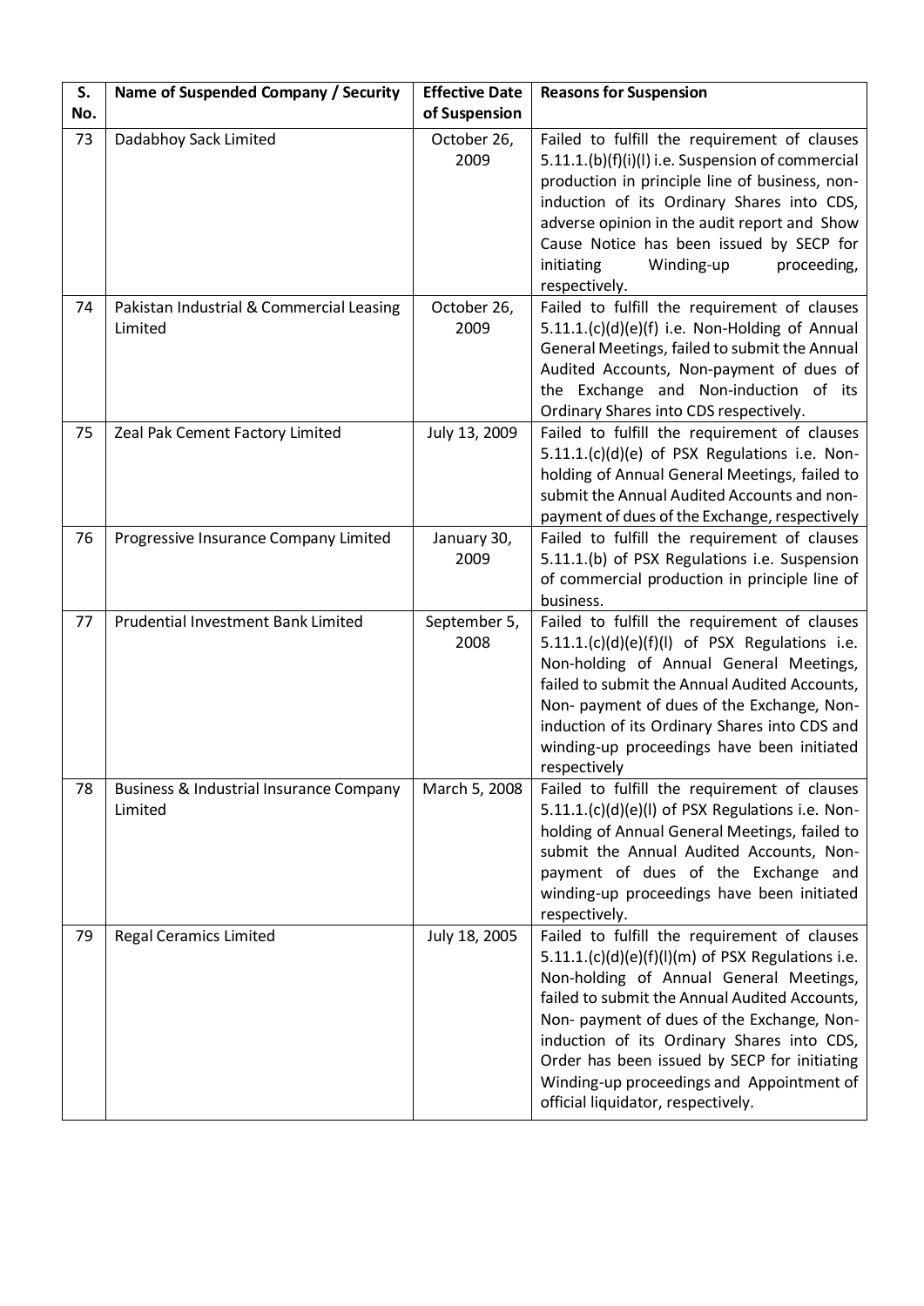| S. No. | Name of Suspended Company / Security | Effective Date of Suspension | Reasons for Suspension |
|---|---|---|---|
| 73 | Dadabhoy Sack Limited | October 26, 2009 | Failed to fulfill the requirement of clauses 5.11.1.(b)(f)(i)(l) i.e. Suspension of commercial production in principle line of business, non-induction of its Ordinary Shares into CDS, adverse opinion in the audit report and Show Cause Notice has been issued by SECP for initiating Winding-up proceeding, respectively. |
| 74 | Pakistan Industrial & Commercial Leasing Limited | October 26, 2009 | Failed to fulfill the requirement of clauses 5.11.1.(c)(d)(e)(f) i.e. Non-Holding of Annual General Meetings, failed to submit the Annual Audited Accounts, Non-payment of dues of the Exchange and Non-induction of its Ordinary Shares into CDS respectively. |
| 75 | Zeal Pak Cement Factory Limited | July 13, 2009 | Failed to fulfill the requirement of clauses 5.11.1.(c)(d)(e) of PSX Regulations i.e. Non-holding of Annual General Meetings, failed to submit the Annual Audited Accounts and non-payment of dues of the Exchange, respectively |
| 76 | Progressive Insurance Company Limited | January 30, 2009 | Failed to fulfill the requirement of clauses 5.11.1.(b) of PSX Regulations i.e. Suspension of commercial production in principle line of business. |
| 77 | Prudential Investment Bank Limited | September 5, 2008 | Failed to fulfill the requirement of clauses 5.11.1.(c)(d)(e)(f)(l) of PSX Regulations i.e. Non-holding of Annual General Meetings, failed to submit the Annual Audited Accounts, Non- payment of dues of the Exchange, Non-induction of its Ordinary Shares into CDS and winding-up proceedings have been initiated respectively |
| 78 | Business & Industrial Insurance Company Limited | March 5, 2008 | Failed to fulfill the requirement of clauses 5.11.1.(c)(d)(e)(l) of PSX Regulations i.e. Non-holding of Annual General Meetings, failed to submit the Annual Audited Accounts, Non-payment of dues of the Exchange and winding-up proceedings have been initiated respectively. |
| 79 | Regal Ceramics Limited | July 18, 2005 | Failed to fulfill the requirement of clauses 5.11.1.(c)(d)(e)(f)(l)(m) of PSX Regulations i.e. Non-holding of Annual General Meetings, failed to submit the Annual Audited Accounts, Non- payment of dues of the Exchange, Non-induction of its Ordinary Shares into CDS, Order has been issued by SECP for initiating Winding-up proceedings and Appointment of official liquidator, respectively. |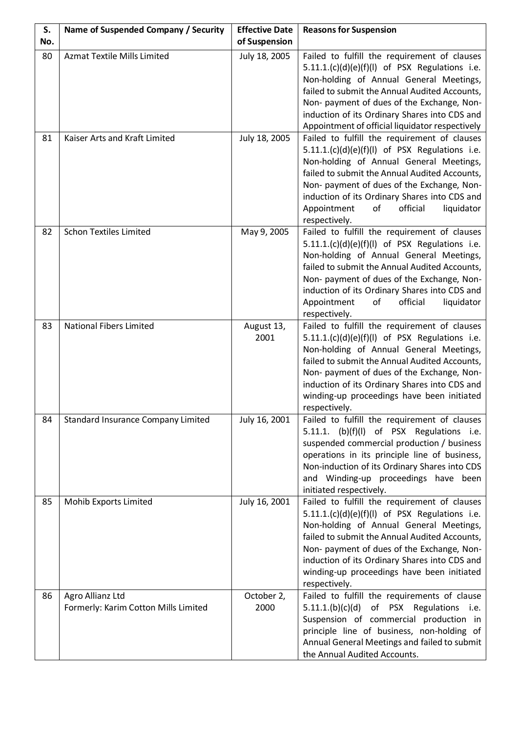| S. No. | Name of Suspended Company / Security | Effective Date of Suspension | Reasons for Suspension |
|---|---|---|---|
| 80 | Azmat Textile Mills Limited | July 18, 2005 | Failed to fulfill the requirement of clauses 5.11.1.(c)(d)(e)(f)(l) of PSX Regulations i.e. Non-holding of Annual General Meetings, failed to submit the Annual Audited Accounts, Non- payment of dues of the Exchange, Non-induction of its Ordinary Shares into CDS and Appointment of official liquidator respectively |
| 81 | Kaiser Arts and Kraft Limited | July 18, 2005 | Failed to fulfill the requirement of clauses 5.11.1.(c)(d)(e)(f)(l) of PSX Regulations i.e. Non-holding of Annual General Meetings, failed to submit the Annual Audited Accounts, Non- payment of dues of the Exchange, Non-induction of its Ordinary Shares into CDS and Appointment of official liquidator respectively. |
| 82 | Schon Textiles Limited | May 9, 2005 | Failed to fulfill the requirement of clauses 5.11.1.(c)(d)(e)(f)(l) of PSX Regulations i.e. Non-holding of Annual General Meetings, failed to submit the Annual Audited Accounts, Non- payment of dues of the Exchange, Non-induction of its Ordinary Shares into CDS and Appointment of official liquidator respectively. |
| 83 | National Fibers Limited | August 13, 2001 | Failed to fulfill the requirement of clauses 5.11.1.(c)(d)(e)(f)(l) of PSX Regulations i.e. Non-holding of Annual General Meetings, failed to submit the Annual Audited Accounts, Non- payment of dues of the Exchange, Non-induction of its Ordinary Shares into CDS and winding-up proceedings have been initiated respectively. |
| 84 | Standard Insurance Company Limited | July 16, 2001 | Failed to fulfill the requirement of clauses 5.11.1. (b)(f)(l) of PSX Regulations i.e. suspended commercial production / business operations in its principle line of business, Non-induction of its Ordinary Shares into CDS and Winding-up proceedings have been initiated respectively. |
| 85 | Mohib Exports Limited | July 16, 2001 | Failed to fulfill the requirement of clauses 5.11.1.(c)(d)(e)(f)(l) of PSX Regulations i.e. Non-holding of Annual General Meetings, failed to submit the Annual Audited Accounts, Non- payment of dues of the Exchange, Non-induction of its Ordinary Shares into CDS and winding-up proceedings have been initiated respectively. |
| 86 | Agro Allianz Ltd<br>Formerly: Karim Cotton Mills Limited | October 2, 2000 | Failed to fulfill the requirements of clause 5.11.1.(b)(c)(d) of PSX Regulations i.e. Suspension of commercial production in principle line of business, non-holding of Annual General Meetings and failed to submit the Annual Audited Accounts. |